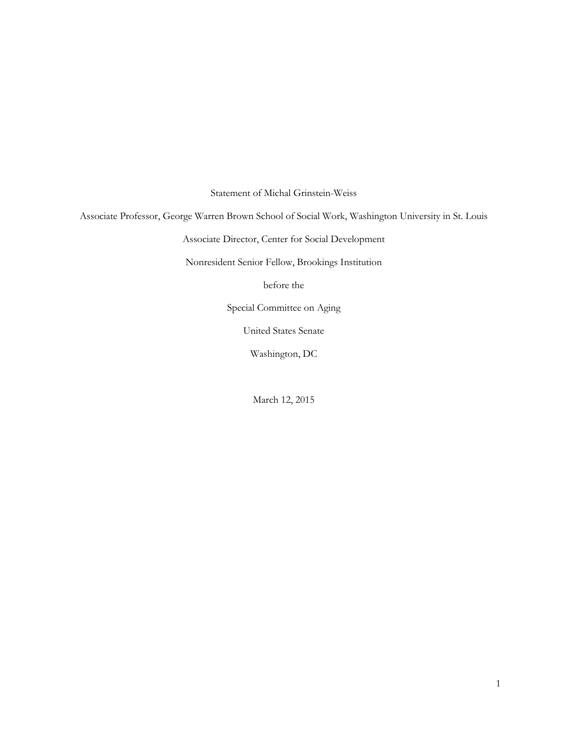Statement of Michal Grinstein-Weiss

Associate Professor, George Warren Brown School of Social Work, Washington University in St. Louis

Associate Director, Center for Social Development

Nonresident Senior Fellow, Brookings Institution

before the

Special Committee on Aging

United States Senate

Washington, DC

March 12, 2015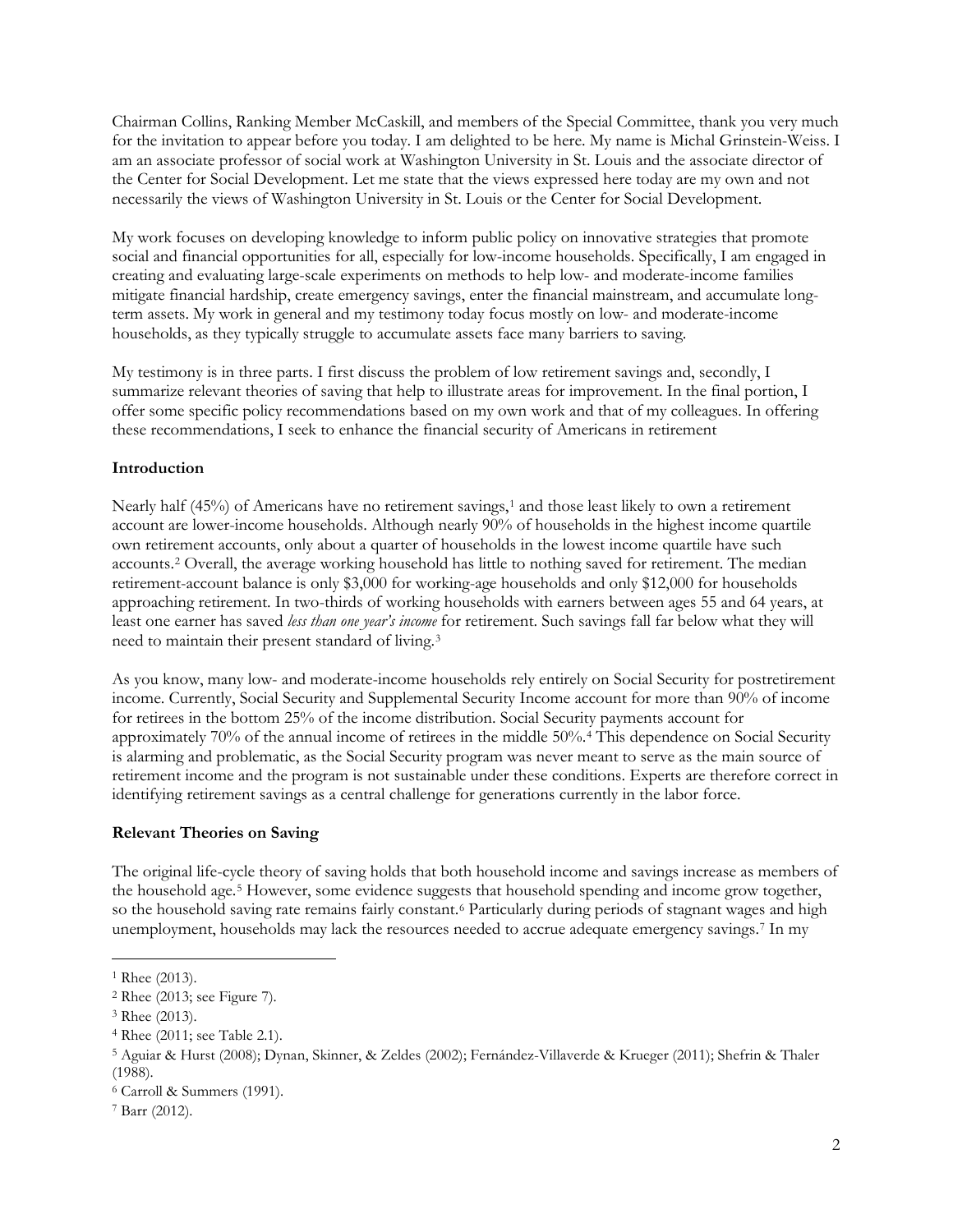Chairman Collins, Ranking Member McCaskill, and members of the Special Committee, thank you very much for the invitation to appear before you today. I am delighted to be here. My name is Michal Grinstein-Weiss. I am an associate professor of social work at Washington University in St. Louis and the associate director of the Center for Social Development. Let me state that the views expressed here today are my own and not necessarily the views of Washington University in St. Louis or the Center for Social Development.

My work focuses on developing knowledge to inform public policy on innovative strategies that promote social and financial opportunities for all, especially for low-income households. Specifically, I am engaged in creating and evaluating large-scale experiments on methods to help low- and moderate-income families mitigate financial hardship, create emergency savings, enter the financial mainstream, and accumulate long-term assets. My work in general and my testimony today focus mostly on low- and moderate-income households, as they typically struggle to accumulate assets face many barriers to saving.

My testimony is in three parts. I first discuss the problem of low retirement savings and, secondly, I summarize relevant theories of saving that help to illustrate areas for improvement. In the final portion, I offer some specific policy recommendations based on my own work and that of my colleagues. In offering these recommendations, I seek to enhance the financial security of Americans in retirement

**Introduction**

Nearly half (45%) of Americans have no retirement savings,[1] and those least likely to own a retirement account are lower-income households. Although nearly 90% of households in the highest income quartile own retirement accounts, only about a quarter of households in the lowest income quartile have such accounts.[2] Overall, the average working household has little to nothing saved for retirement. The median retirement-account balance is only $3,000 for working-age households and only $12,000 for households approaching retirement. In two-thirds of working households with earners between ages 55 and 64 years, at least one earner has saved *less than one year's income* for retirement. Such savings fall far below what they will need to maintain their present standard of living.[3]

As you know, many low- and moderate-income households rely entirely on Social Security for postretirement income. Currently, Social Security and Supplemental Security Income account for more than 90% of income for retirees in the bottom 25% of the income distribution. Social Security payments account for approximately 70% of the annual income of retirees in the middle 50%.[4] This dependence on Social Security is alarming and problematic, as the Social Security program was never meant to serve as the main source of retirement income and the program is not sustainable under these conditions. Experts are therefore correct in identifying retirement savings as a central challenge for generations currently in the labor force.

**Relevant Theories on Saving**

The original life-cycle theory of saving holds that both household income and savings increase as members of the household age.[5] However, some evidence suggests that household spending and income grow together, so the household saving rate remains fairly constant.[6] Particularly during periods of stagnant wages and high unemployment, households may lack the resources needed to accrue adequate emergency savings.[7] In my

---

[1] Rhee (2013).

[2] Rhee (2013; see Figure 7).

[3] Rhee (2013).

[4] Rhee (2011; see Table 2.1).

[5] Aguiar & Hurst (2008); Dynan, Skinner, & Zeldes (2002); Fernández-Villaverde & Krueger (2011); Shefrin & Thaler (1988).

[6] Carroll & Summers (1991).

[7] Barr (2012).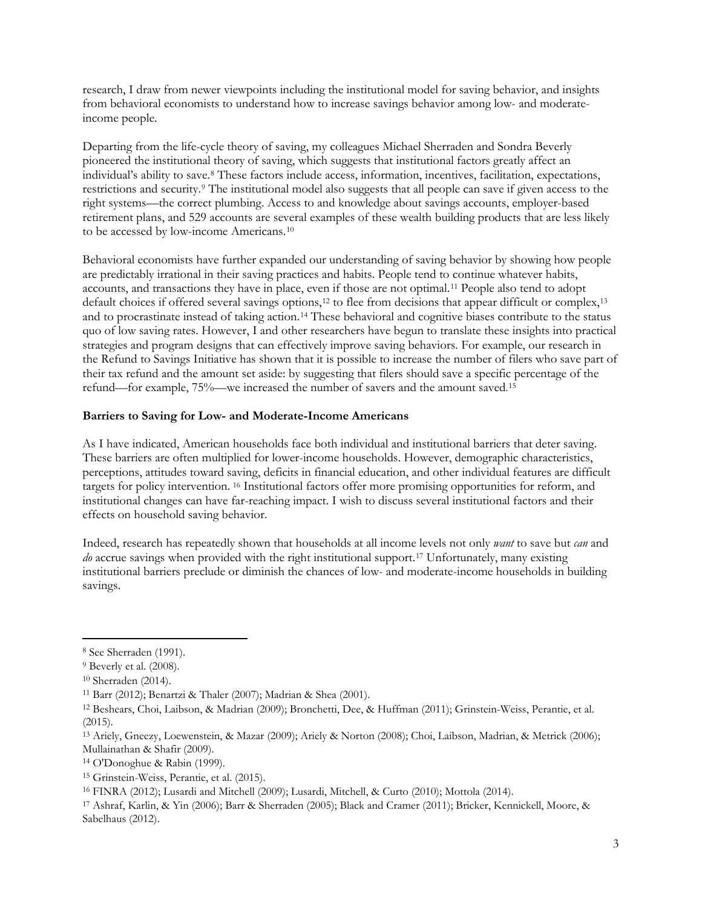research, I draw from newer viewpoints including the institutional model for saving behavior, and insights from behavioral economists to understand how to increase savings behavior among low- and moderate-income people.

Departing from the life-cycle theory of saving, my colleagues Michael Sherraden and Sondra Beverly pioneered the institutional theory of saving, which suggests that institutional factors greatly affect an individual's ability to save.[8] These factors include access, information, incentives, facilitation, expectations, restrictions and security.[9] The institutional model also suggests that all people can save if given access to the right systems—the correct plumbing. Access to and knowledge about savings accounts, employer-based retirement plans, and 529 accounts are several examples of these wealth building products that are less likely to be accessed by low-income Americans.[10]

Behavioral economists have further expanded our understanding of saving behavior by showing how people are predictably irrational in their saving practices and habits. People tend to continue whatever habits, accounts, and transactions they have in place, even if those are not optimal.[11] People also tend to adopt default choices if offered several savings options,[12] to flee from decisions that appear difficult or complex,[13] and to procrastinate instead of taking action.[14] These behavioral and cognitive biases contribute to the status quo of low saving rates. However, I and other researchers have begun to translate these insights into practical strategies and program designs that can effectively improve saving behaviors. For example, our research in the Refund to Savings Initiative has shown that it is possible to increase the number of filers who save part of their tax refund and the amount set aside: by suggesting that filers should save a specific percentage of the refund—for example, 75%—we increased the number of savers and the amount saved.[15]

**Barriers to Saving for Low- and Moderate-Income Americans**

As I have indicated, American households face both individual and institutional barriers that deter saving. These barriers are often multiplied for lower-income households. However, demographic characteristics, perceptions, attitudes toward saving, deficits in financial education, and other individual features are difficult targets for policy intervention. [16] Institutional factors offer more promising opportunities for reform, and institutional changes can have far-reaching impact. I wish to discuss several institutional factors and their effects on household saving behavior.

Indeed, research has repeatedly shown that households at all income levels not only *want* to save but *can* and *do* accrue savings when provided with the right institutional support.[17] Unfortunately, many existing institutional barriers preclude or diminish the chances of low- and moderate-income households in building savings.

---

[8] See Sherraden (1991).

[9] Beverly et al. (2008).

[10] Sherraden (2014).

[11] Barr (2012); Benartzi & Thaler (2007); Madrian & Shea (2001).

[12] Beshears, Choi, Laibson, & Madrian (2009); Bronchetti, Dee, & Huffman (2011); Grinstein-Weiss, Perantie, et al. (2015).

[13] Ariely, Gneezy, Loewenstein, & Mazar (2009); Ariely & Norton (2008); Choi, Laibson, Madrian, & Metrick (2006); Mullainathan & Shafir (2009).

[14] O'Donoghue & Rabin (1999).

[15] Grinstein-Weiss, Perantie, et al. (2015).

[16] FINRA (2012); Lusardi and Mitchell (2009); Lusardi, Mitchell, & Curto (2010); Mottola (2014).

[17] Ashraf, Karlin, & Yin (2006); Barr & Sherraden (2005); Black and Cramer (2011); Bricker, Kennickell, Moore, & Sabelhaus (2012).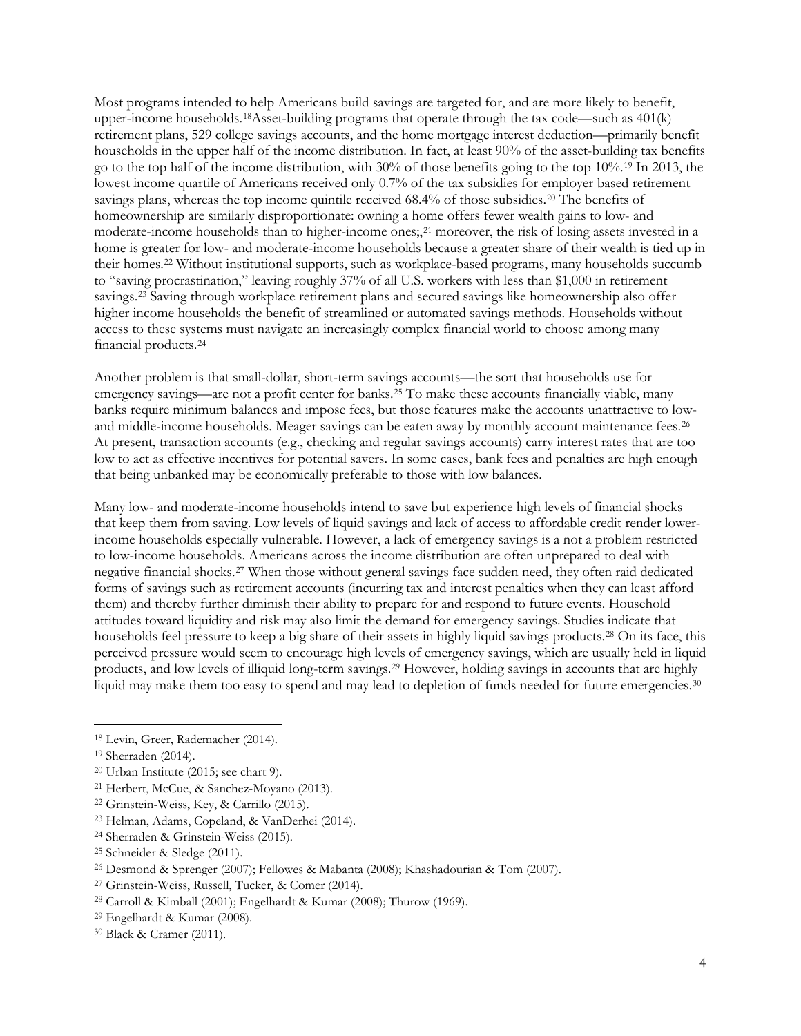Most programs intended to help Americans build savings are targeted for, and are more likely to benefit, upper-income households.[18]Asset-building programs that operate through the tax code—such as 401(k) retirement plans, 529 college savings accounts, and the home mortgage interest deduction—primarily benefit households in the upper half of the income distribution. In fact, at least 90% of the asset-building tax benefits go to the top half of the income distribution, with 30% of those benefits going to the top 10%.[19] In 2013, the lowest income quartile of Americans received only 0.7% of the tax subsidies for employer based retirement savings plans, whereas the top income quintile received 68.4% of those subsidies.[20] The benefits of homeownership are similarly disproportionate: owning a home offers fewer wealth gains to low- and moderate-income households than to higher-income ones;,[21] moreover, the risk of losing assets invested in a home is greater for low- and moderate-income households because a greater share of their wealth is tied up in their homes.[22] Without institutional supports, such as workplace-based programs, many households succumb to "saving procrastination," leaving roughly 37% of all U.S. workers with less than $1,000 in retirement savings.[23] Saving through workplace retirement plans and secured savings like homeownership also offer higher income households the benefit of streamlined or automated savings methods. Households without access to these systems must navigate an increasingly complex financial world to choose among many financial products.[24]

Another problem is that small-dollar, short-term savings accounts—the sort that households use for emergency savings—are not a profit center for banks.[25] To make these accounts financially viable, many banks require minimum balances and impose fees, but those features make the accounts unattractive to low- and middle-income households. Meager savings can be eaten away by monthly account maintenance fees.[26] At present, transaction accounts (e.g., checking and regular savings accounts) carry interest rates that are too low to act as effective incentives for potential savers. In some cases, bank fees and penalties are high enough that being unbanked may be economically preferable to those with low balances.

Many low- and moderate-income households intend to save but experience high levels of financial shocks that keep them from saving. Low levels of liquid savings and lack of access to affordable credit render lower-income households especially vulnerable. However, a lack of emergency savings is a not a problem restricted to low-income households. Americans across the income distribution are often unprepared to deal with negative financial shocks.[27] When those without general savings face sudden need, they often raid dedicated forms of savings such as retirement accounts (incurring tax and interest penalties when they can least afford them) and thereby further diminish their ability to prepare for and respond to future events. Household attitudes toward liquidity and risk may also limit the demand for emergency savings. Studies indicate that households feel pressure to keep a big share of their assets in highly liquid savings products.[28] On its face, this perceived pressure would seem to encourage high levels of emergency savings, which are usually held in liquid products, and low levels of illiquid long-term savings.[29] However, holding savings in accounts that are highly liquid may make them too easy to spend and may lead to depletion of funds needed for future emergencies.[30]

---

[18] Levin, Greer, Rademacher (2014).

[19] Sherraden (2014).

[20] Urban Institute (2015; see chart 9).

[21] Herbert, McCue, & Sanchez-Moyano (2013).

[22] Grinstein-Weiss, Key, & Carrillo (2015).

[23] Helman, Adams, Copeland, & VanDerhei (2014).

[24] Sherraden & Grinstein-Weiss (2015).

[25] Schneider & Sledge (2011).

[26] Desmond & Sprenger (2007); Fellowes & Mabanta (2008); Khashadourian & Tom (2007).

[27] Grinstein-Weiss, Russell, Tucker, & Comer (2014).

[28] Carroll & Kimball (2001); Engelhardt & Kumar (2008); Thurow (1969).

[29] Engelhardt & Kumar (2008).

[30] Black & Cramer (2011).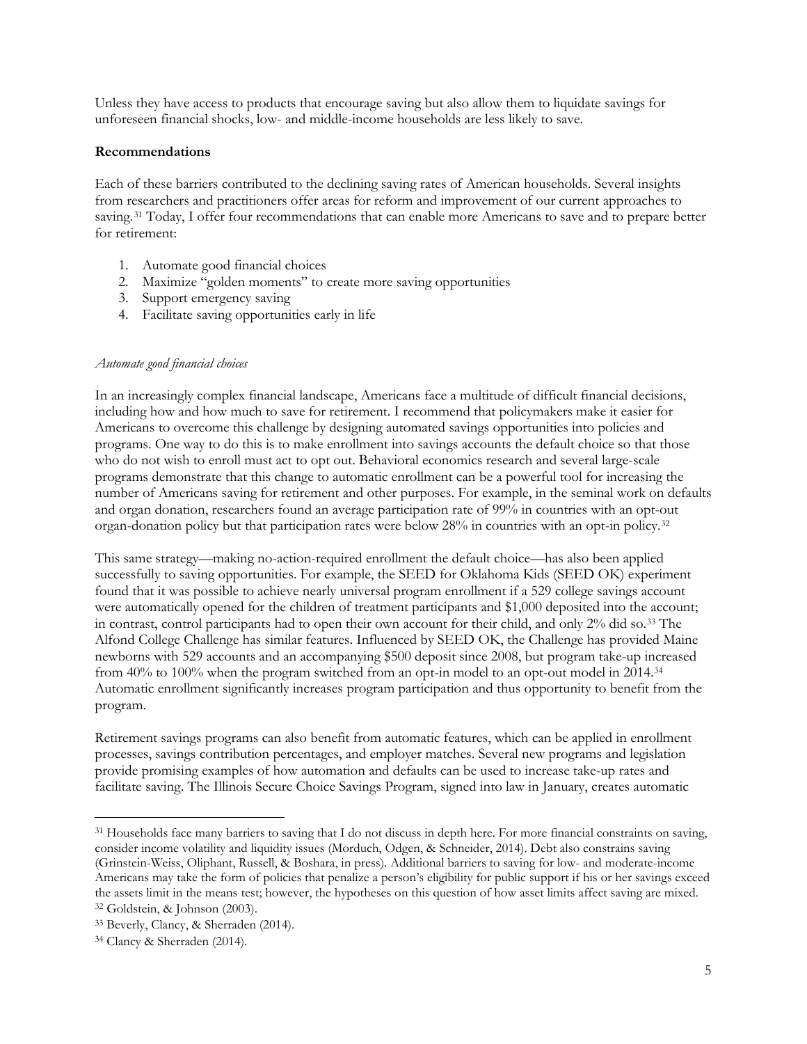Unless they have access to products that encourage saving but also allow them to liquidate savings for unforeseen financial shocks, low- and middle-income households are less likely to save.

**Recommendations**

Each of these barriers contributed to the declining saving rates of American households. Several insights from researchers and practitioners offer areas for reform and improvement of our current approaches to saving.[31] Today, I offer four recommendations that can enable more Americans to save and to prepare better for retirement:

1. Automate good financial choices
2. Maximize "golden moments" to create more saving opportunities
3. Support emergency saving
4. Facilitate saving opportunities early in life

*Automate good financial choices*

In an increasingly complex financial landscape, Americans face a multitude of difficult financial decisions, including how and how much to save for retirement. I recommend that policymakers make it easier for Americans to overcome this challenge by designing automated savings opportunities into policies and programs. One way to do this is to make enrollment into savings accounts the default choice so that those who do not wish to enroll must act to opt out. Behavioral economics research and several large-scale programs demonstrate that this change to automatic enrollment can be a powerful tool for increasing the number of Americans saving for retirement and other purposes. For example, in the seminal work on defaults and organ donation, researchers found an average participation rate of 99% in countries with an opt-out organ-donation policy but that participation rates were below 28% in countries with an opt-in policy.[32]

This same strategy—making no-action-required enrollment the default choice—has also been applied successfully to saving opportunities. For example, the SEED for Oklahoma Kids (SEED OK) experiment found that it was possible to achieve nearly universal program enrollment if a 529 college savings account were automatically opened for the children of treatment participants and $1,000 deposited into the account; in contrast, control participants had to open their own account for their child, and only 2% did so.[33] The Alfond College Challenge has similar features. Influenced by SEED OK, the Challenge has provided Maine newborns with 529 accounts and an accompanying $500 deposit since 2008, but program take-up increased from 40% to 100% when the program switched from an opt-in model to an opt-out model in 2014.[34] Automatic enrollment significantly increases program participation and thus opportunity to benefit from the program.

Retirement savings programs can also benefit from automatic features, which can be applied in enrollment processes, savings contribution percentages, and employer matches. Several new programs and legislation provide promising examples of how automation and defaults can be used to increase take-up rates and facilitate saving. The Illinois Secure Choice Savings Program, signed into law in January, creates automatic

---

[31] Households face many barriers to saving that I do not discuss in depth here. For more financial constraints on saving, consider income volatility and liquidity issues (Morduch, Odgen, & Schneider, 2014). Debt also constrains saving (Grinstein-Weiss, Oliphant, Russell, & Boshara, in press). Additional barriers to saving for low- and moderate-income Americans may take the form of policies that penalize a person's eligibility for public support if his or her savings exceed the assets limit in the means test; however, the hypotheses on this question of how asset limits affect saving are mixed.

[32] Goldstein, & Johnson (2003).

[33] Beverly, Clancy, & Sherraden (2014).

[34] Clancy & Sherraden (2014).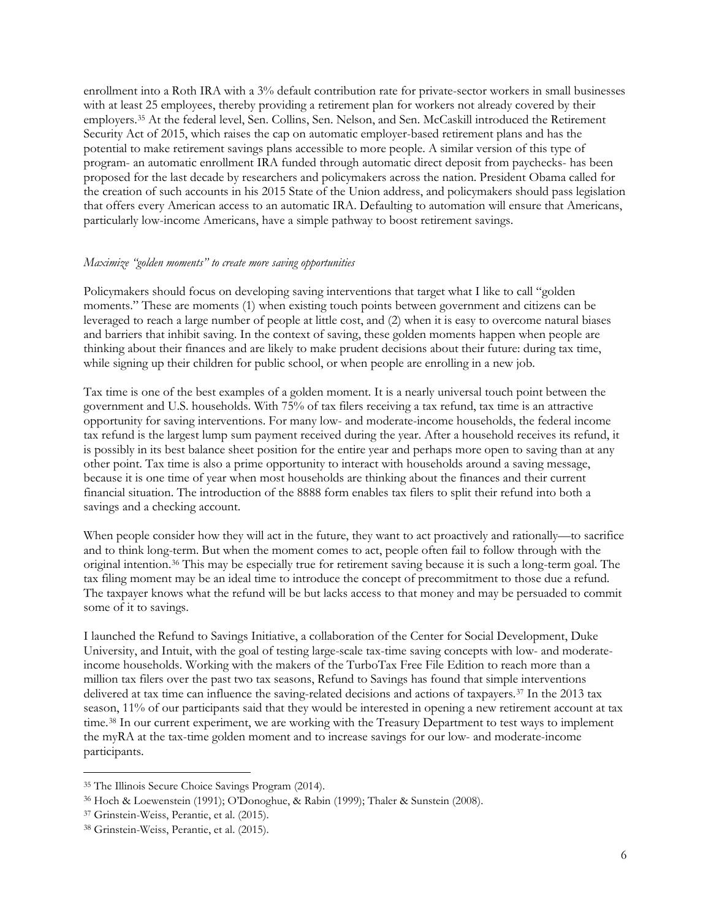enrollment into a Roth IRA with a 3% default contribution rate for private-sector workers in small businesses with at least 25 employees, thereby providing a retirement plan for workers not already covered by their employers.[35] At the federal level, Sen. Collins, Sen. Nelson, and Sen. McCaskill introduced the Retirement Security Act of 2015, which raises the cap on automatic employer-based retirement plans and has the potential to make retirement savings plans accessible to more people. A similar version of this type of program- an automatic enrollment IRA funded through automatic direct deposit from paychecks- has been proposed for the last decade by researchers and policymakers across the nation. President Obama called for the creation of such accounts in his 2015 State of the Union address, and policymakers should pass legislation that offers every American access to an automatic IRA. Defaulting to automation will ensure that Americans, particularly low-income Americans, have a simple pathway to boost retirement savings.

*Maximize "golden moments" to create more saving opportunities*

Policymakers should focus on developing saving interventions that target what I like to call "golden moments." These are moments (1) when existing touch points between government and citizens can be leveraged to reach a large number of people at little cost, and (2) when it is easy to overcome natural biases and barriers that inhibit saving. In the context of saving, these golden moments happen when people are thinking about their finances and are likely to make prudent decisions about their future: during tax time, while signing up their children for public school, or when people are enrolling in a new job.

Tax time is one of the best examples of a golden moment. It is a nearly universal touch point between the government and U.S. households. With 75% of tax filers receiving a tax refund, tax time is an attractive opportunity for saving interventions. For many low- and moderate-income households, the federal income tax refund is the largest lump sum payment received during the year. After a household receives its refund, it is possibly in its best balance sheet position for the entire year and perhaps more open to saving than at any other point. Tax time is also a prime opportunity to interact with households around a saving message, because it is one time of year when most households are thinking about the finances and their current financial situation. The introduction of the 8888 form enables tax filers to split their refund into both a savings and a checking account.

When people consider how they will act in the future, they want to act proactively and rationally—to sacrifice and to think long-term. But when the moment comes to act, people often fail to follow through with the original intention.[36] This may be especially true for retirement saving because it is such a long-term goal. The tax filing moment may be an ideal time to introduce the concept of precommitment to those due a refund. The taxpayer knows what the refund will be but lacks access to that money and may be persuaded to commit some of it to savings.

I launched the Refund to Savings Initiative, a collaboration of the Center for Social Development, Duke University, and Intuit, with the goal of testing large-scale tax-time saving concepts with low- and moderate-income households. Working with the makers of the TurboTax Free File Edition to reach more than a million tax filers over the past two tax seasons, Refund to Savings has found that simple interventions delivered at tax time can influence the saving-related decisions and actions of taxpayers.[37] In the 2013 tax season, 11% of our participants said that they would be interested in opening a new retirement account at tax time.[38] In our current experiment, we are working with the Treasury Department to test ways to implement the myRA at the tax-time golden moment and to increase savings for our low- and moderate-income participants.

---

[35] The Illinois Secure Choice Savings Program (2014).

[36] Hoch & Loewenstein (1991); O'Donoghue, & Rabin (1999); Thaler & Sunstein (2008).

[37] Grinstein-Weiss, Perantie, et al. (2015).

[38] Grinstein-Weiss, Perantie, et al. (2015).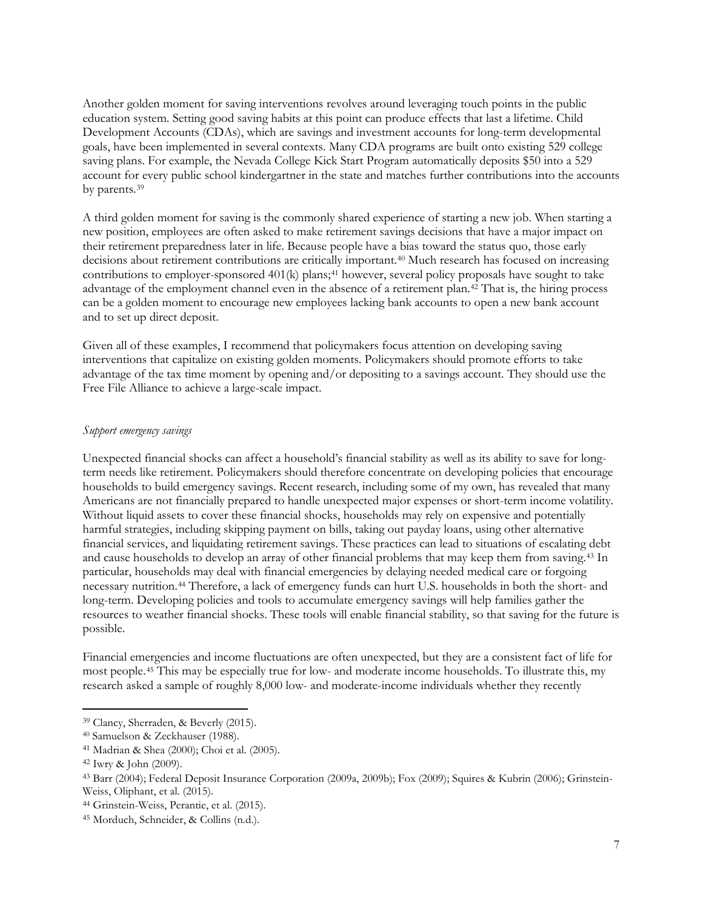Another golden moment for saving interventions revolves around leveraging touch points in the public education system. Setting good saving habits at this point can produce effects that last a lifetime. Child Development Accounts (CDAs), which are savings and investment accounts for long-term developmental goals, have been implemented in several contexts. Many CDA programs are built onto existing 529 college saving plans. For example, the Nevada College Kick Start Program automatically deposits $50 into a 529 account for every public school kindergartner in the state and matches further contributions into the accounts by parents.[39]

A third golden moment for saving is the commonly shared experience of starting a new job. When starting a new position, employees are often asked to make retirement savings decisions that have a major impact on their retirement preparedness later in life. Because people have a bias toward the status quo, those early decisions about retirement contributions are critically important.[40] Much research has focused on increasing contributions to employer-sponsored 401(k) plans;[41] however, several policy proposals have sought to take advantage of the employment channel even in the absence of a retirement plan.[42] That is, the hiring process can be a golden moment to encourage new employees lacking bank accounts to open a new bank account and to set up direct deposit.

Given all of these examples, I recommend that policymakers focus attention on developing saving interventions that capitalize on existing golden moments. Policymakers should promote efforts to take advantage of the tax time moment by opening and/or depositing to a savings account. They should use the Free File Alliance to achieve a large-scale impact.

*Support emergency savings*

Unexpected financial shocks can affect a household's financial stability as well as its ability to save for long-term needs like retirement. Policymakers should therefore concentrate on developing policies that encourage households to build emergency savings. Recent research, including some of my own, has revealed that many Americans are not financially prepared to handle unexpected major expenses or short-term income volatility. Without liquid assets to cover these financial shocks, households may rely on expensive and potentially harmful strategies, including skipping payment on bills, taking out payday loans, using other alternative financial services, and liquidating retirement savings. These practices can lead to situations of escalating debt and cause households to develop an array of other financial problems that may keep them from saving.[43] In particular, households may deal with financial emergencies by delaying needed medical care or forgoing necessary nutrition.[44] Therefore, a lack of emergency funds can hurt U.S. households in both the short- and long-term. Developing policies and tools to accumulate emergency savings will help families gather the resources to weather financial shocks. These tools will enable financial stability, so that saving for the future is possible.

Financial emergencies and income fluctuations are often unexpected, but they are a consistent fact of life for most people.[45] This may be especially true for low- and moderate income households. To illustrate this, my research asked a sample of roughly 8,000 low- and moderate-income individuals whether they recently

---

[39] Clancy, Sherraden, & Beverly (2015).

[40] Samuelson & Zeckhauser (1988).

[41] Madrian & Shea (2000); Choi et al. (2005).

[42] Iwry & John (2009).

[43] Barr (2004); Federal Deposit Insurance Corporation (2009a, 2009b); Fox (2009); Squires & Kubrin (2006); Grinstein-Weiss, Oliphant, et al. (2015).

[44] Grinstein-Weiss, Perantie, et al. (2015).

[45] Morduch, Schneider, & Collins (n.d.).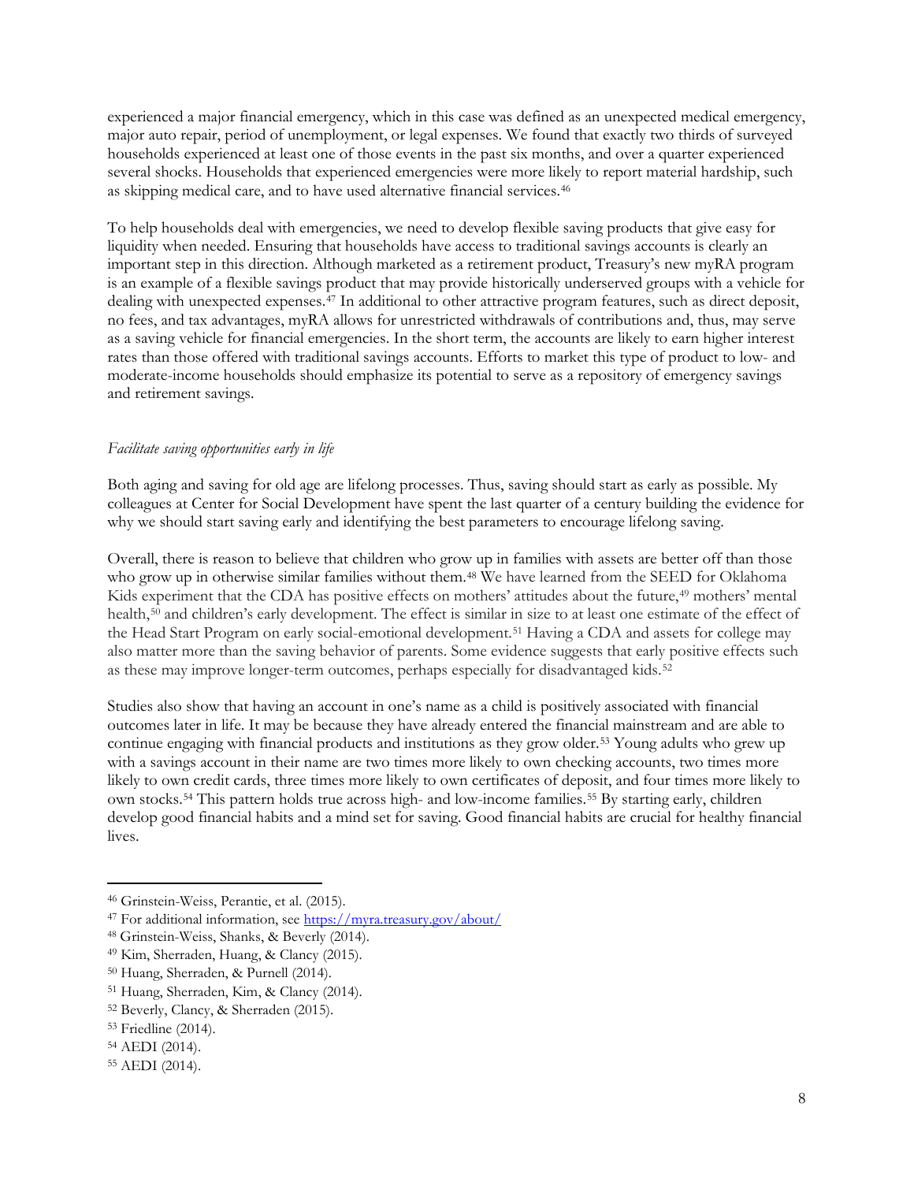experienced a major financial emergency, which in this case was defined as an unexpected medical emergency, major auto repair, period of unemployment, or legal expenses. We found that exactly two thirds of surveyed households experienced at least one of those events in the past six months, and over a quarter experienced several shocks. Households that experienced emergencies were more likely to report material hardship, such as skipping medical care, and to have used alternative financial services.[46]

To help households deal with emergencies, we need to develop flexible saving products that give easy for liquidity when needed. Ensuring that households have access to traditional savings accounts is clearly an important step in this direction. Although marketed as a retirement product, Treasury's new myRA program is an example of a flexible savings product that may provide historically underserved groups with a vehicle for dealing with unexpected expenses.[47] In additional to other attractive program features, such as direct deposit, no fees, and tax advantages, myRA allows for unrestricted withdrawals of contributions and, thus, may serve as a saving vehicle for financial emergencies. In the short term, the accounts are likely to earn higher interest rates than those offered with traditional savings accounts. Efforts to market this type of product to low- and moderate-income households should emphasize its potential to serve as a repository of emergency savings and retirement savings.

*Facilitate saving opportunities early in life*

Both aging and saving for old age are lifelong processes. Thus, saving should start as early as possible. My colleagues at Center for Social Development have spent the last quarter of a century building the evidence for why we should start saving early and identifying the best parameters to encourage lifelong saving.

Overall, there is reason to believe that children who grow up in families with assets are better off than those who grow up in otherwise similar families without them.[48] We have learned from the SEED for Oklahoma Kids experiment that the CDA has positive effects on mothers' attitudes about the future,[49] mothers' mental health,[50] and children's early development. The effect is similar in size to at least one estimate of the effect of the Head Start Program on early social-emotional development.[51] Having a CDA and assets for college may also matter more than the saving behavior of parents. Some evidence suggests that early positive effects such as these may improve longer-term outcomes, perhaps especially for disadvantaged kids.[52]

Studies also show that having an account in one's name as a child is positively associated with financial outcomes later in life. It may be because they have already entered the financial mainstream and are able to continue engaging with financial products and institutions as they grow older.[53] Young adults who grew up with a savings account in their name are two times more likely to own checking accounts, two times more likely to own credit cards, three times more likely to own certificates of deposit, and four times more likely to own stocks.[54] This pattern holds true across high- and low-income families.[55] By starting early, children develop good financial habits and a mind set for saving. Good financial habits are crucial for healthy financial lives.

---

[46] Grinstein-Weiss, Perantie, et al. (2015).

[47] For additional information, see https://myra.treasury.gov/about/

[48] Grinstein-Weiss, Shanks, & Beverly (2014).

[49] Kim, Sherraden, Huang, & Clancy (2015).

[50] Huang, Sherraden, & Purnell (2014).

[51] Huang, Sherraden, Kim, & Clancy (2014).

[52] Beverly, Clancy, & Sherraden (2015).

[53] Friedline (2014).

[54] AEDI (2014).

[55] AEDI (2014).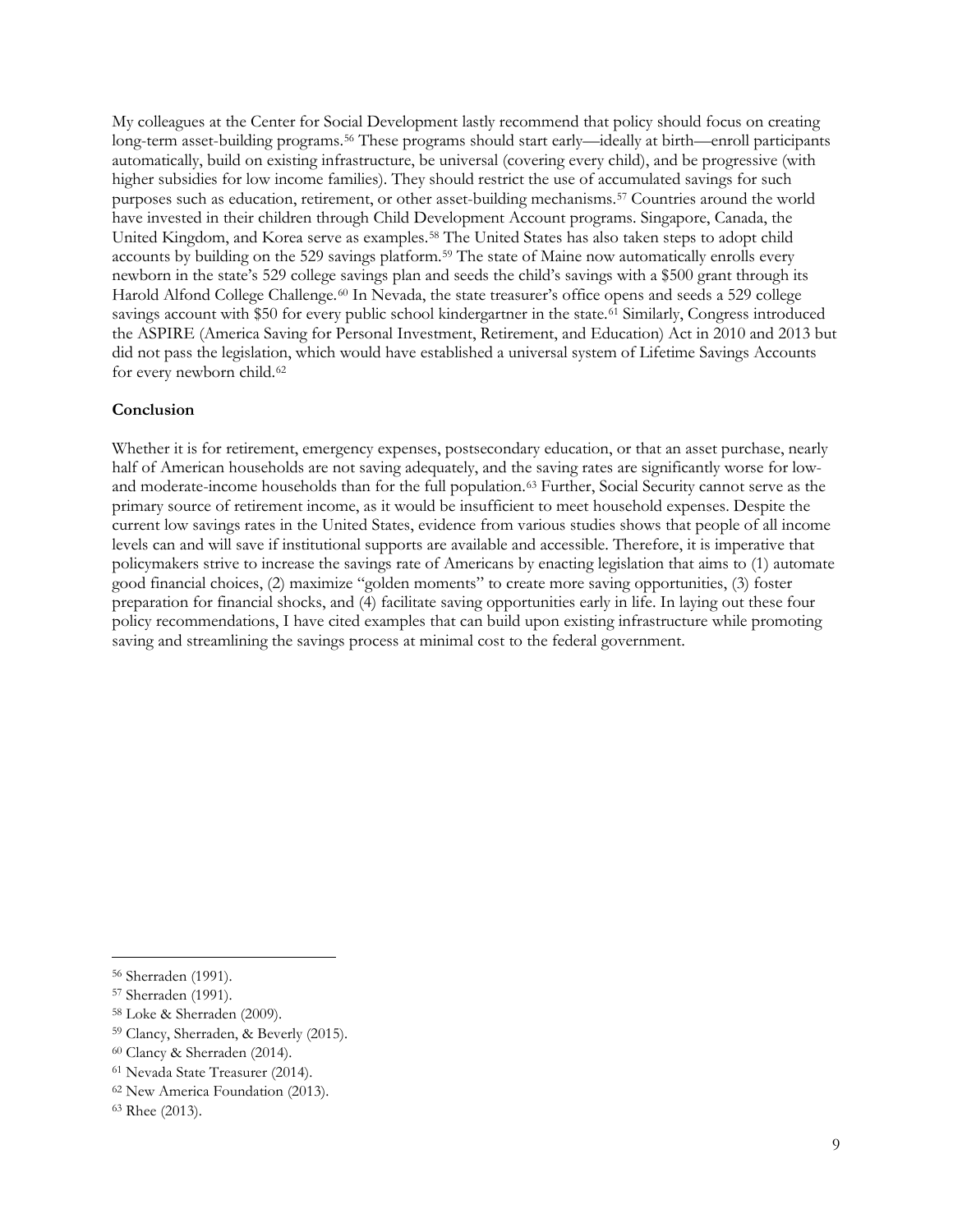My colleagues at the Center for Social Development lastly recommend that policy should focus on creating long-term asset-building programs.[56] These programs should start early—ideally at birth—enroll participants automatically, build on existing infrastructure, be universal (covering every child), and be progressive (with higher subsidies for low income families). They should restrict the use of accumulated savings for such purposes such as education, retirement, or other asset-building mechanisms.[57] Countries around the world have invested in their children through Child Development Account programs. Singapore, Canada, the United Kingdom, and Korea serve as examples.[58] The United States has also taken steps to adopt child accounts by building on the 529 savings platform.[59] The state of Maine now automatically enrolls every newborn in the state's 529 college savings plan and seeds the child's savings with a $500 grant through its Harold Alfond College Challenge.[60] In Nevada, the state treasurer's office opens and seeds a 529 college savings account with $50 for every public school kindergartner in the state.[61] Similarly, Congress introduced the ASPIRE (America Saving for Personal Investment, Retirement, and Education) Act in 2010 and 2013 but did not pass the legislation, which would have established a universal system of Lifetime Savings Accounts for every newborn child.[62]

**Conclusion**

Whether it is for retirement, emergency expenses, postsecondary education, or that an asset purchase, nearly half of American households are not saving adequately, and the saving rates are significantly worse for low- and moderate-income households than for the full population.[63] Further, Social Security cannot serve as the primary source of retirement income, as it would be insufficient to meet household expenses. Despite the current low savings rates in the United States, evidence from various studies shows that people of all income levels can and will save if institutional supports are available and accessible. Therefore, it is imperative that policymakers strive to increase the savings rate of Americans by enacting legislation that aims to (1) automate good financial choices, (2) maximize "golden moments" to create more saving opportunities, (3) foster preparation for financial shocks, and (4) facilitate saving opportunities early in life. In laying out these four policy recommendations, I have cited examples that can build upon existing infrastructure while promoting saving and streamlining the savings process at minimal cost to the federal government.

---

[56] Sherraden (1991).

[57] Sherraden (1991).

[58] Loke & Sherraden (2009).

[59] Clancy, Sherraden, & Beverly (2015).

[60] Clancy & Sherraden (2014).

[61] Nevada State Treasurer (2014).

[62] New America Foundation (2013).

[63] Rhee (2013).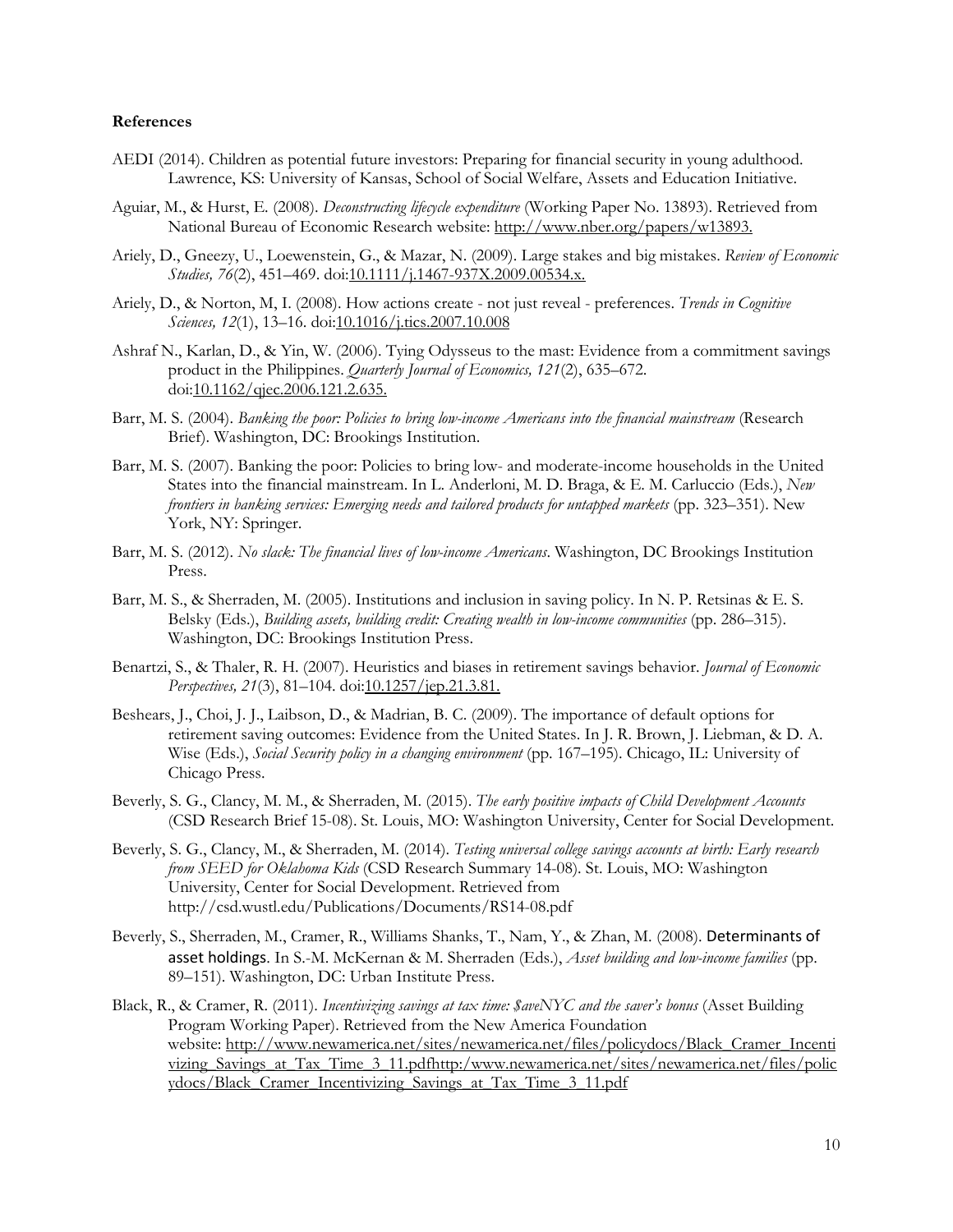**References**

AEDI (2014). Children as potential future investors: Preparing for financial security in young adulthood. Lawrence, KS: University of Kansas, School of Social Welfare, Assets and Education Initiative.

Aguiar, M., & Hurst, E. (2008). *Deconstructing lifecycle expenditure* (Working Paper No. 13893). Retrieved from National Bureau of Economic Research website: http://www.nber.org/papers/w13893.

Ariely, D., Gneezy, U., Loewenstein, G., & Mazar, N. (2009). Large stakes and big mistakes. *Review of Economic Studies, 76*(2), 451–469. doi:10.1111/j.1467-937X.2009.00534.x.

Ariely, D., & Norton, M, I. (2008). How actions create - not just reveal - preferences. *Trends in Cognitive Sciences, 12*(1), 13–16. doi:10.1016/j.tics.2007.10.008

Ashraf N., Karlan, D., & Yin, W. (2006). Tying Odysseus to the mast: Evidence from a commitment savings product in the Philippines. *Quarterly Journal of Economics, 121*(2), 635–672. doi:10.1162/qjec.2006.121.2.635.

Barr, M. S. (2004). *Banking the poor: Policies to bring low-income Americans into the financial mainstream* (Research Brief). Washington, DC: Brookings Institution.

Barr, M. S. (2007). Banking the poor: Policies to bring low- and moderate-income households in the United States into the financial mainstream. In L. Anderloni, M. D. Braga, & E. M. Carluccio (Eds.), *New frontiers in banking services: Emerging needs and tailored products for untapped markets* (pp. 323–351). New York, NY: Springer.

Barr, M. S. (2012). *No slack: The financial lives of low-income Americans*. Washington, DC Brookings Institution Press.

Barr, M. S., & Sherraden, M. (2005). Institutions and inclusion in saving policy. In N. P. Retsinas & E. S. Belsky (Eds.), *Building assets, building credit: Creating wealth in low-income communities* (pp. 286–315). Washington, DC: Brookings Institution Press.

Benartzi, S., & Thaler, R. H. (2007). Heuristics and biases in retirement savings behavior. *Journal of Economic Perspectives, 21*(3), 81–104. doi:10.1257/jep.21.3.81.

Beshears, J., Choi, J. J., Laibson, D., & Madrian, B. C. (2009). The importance of default options for retirement saving outcomes: Evidence from the United States. In J. R. Brown, J. Liebman, & D. A. Wise (Eds.), *Social Security policy in a changing environment* (pp. 167–195). Chicago, IL: University of Chicago Press.

Beverly, S. G., Clancy, M. M., & Sherraden, M. (2015). *The early positive impacts of Child Development Accounts* (CSD Research Brief 15-08). St. Louis, MO: Washington University, Center for Social Development.

Beverly, S. G., Clancy, M., & Sherraden, M. (2014). *Testing universal college savings accounts at birth: Early research from SEED for Oklahoma Kids* (CSD Research Summary 14-08). St. Louis, MO: Washington University, Center for Social Development. Retrieved from http://csd.wustl.edu/Publications/Documents/RS14-08.pdf

Beverly, S., Sherraden, M., Cramer, R., Williams Shanks, T., Nam, Y., & Zhan, M. (2008). Determinants of asset holdings. In S.-M. McKernan & M. Sherraden (Eds.), *Asset building and low-income families* (pp. 89–151). Washington, DC: Urban Institute Press.

Black, R., & Cramer, R. (2011). *Incentivizing savings at tax time: $aveNYC and the saver's bonus* (Asset Building Program Working Paper). Retrieved from the New America Foundation website: http://www.newamerica.net/sites/newamerica.net/files/policydocs/Black_Cramer_Incentivizing_Savings_at_Tax_Time_3_11.pdfhttp:/www.newamerica.net/sites/newamerica.net/files/policydocs/Black_Cramer_Incentivizing_Savings_at_Tax_Time_3_11.pdf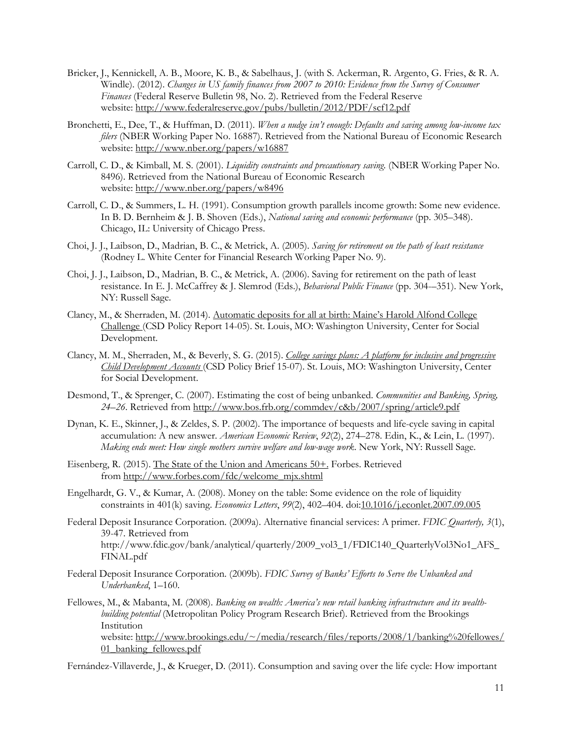Bricker, J., Kennickell, A. B., Moore, K. B., & Sabelhaus, J. (with S. Ackerman, R. Argento, G. Fries, & R. A. Windle). (2012). *Changes in US family finances from 2007 to 2010: Evidence from the Survey of Consumer Finances* (Federal Reserve Bulletin 98, No. 2). Retrieved from the Federal Reserve website: http://www.federalreserve.gov/pubs/bulletin/2012/PDF/scf12.pdf

Bronchetti, E., Dee, T., & Huffman, D. (2011). *When a nudge isn't enough: Defaults and saving among low-income tax filers* (NBER Working Paper No. 16887). Retrieved from the National Bureau of Economic Research website: http://www.nber.org/papers/w16887

Carroll, C. D., & Kimball, M. S. (2001). *Liquidity constraints and precautionary saving.* (NBER Working Paper No. 8496). Retrieved from the National Bureau of Economic Research website: http://www.nber.org/papers/w8496

Carroll, C. D., & Summers, L. H. (1991). Consumption growth parallels income growth: Some new evidence. In B. D. Bernheim & J. B. Shoven (Eds.), *National saving and economic performance* (pp. 305–348). Chicago, IL: University of Chicago Press.

Choi, J. J., Laibson, D., Madrian, B. C., & Metrick, A. (2005). *Saving for retirement on the path of least resistance* (Rodney L. White Center for Financial Research Working Paper No. 9).

Choi, J. J., Laibson, D., Madrian, B. C., & Metrick, A. (2006). Saving for retirement on the path of least resistance. In E. J. McCaffrey & J. Slemrod (Eds.), *Behavioral Public Finance* (pp. 304-–351). New York, NY: Russell Sage.

Clancy, M., & Sherraden, M. (2014). Automatic deposits for all at birth: Maine's Harold Alfond College Challenge (CSD Policy Report 14-05). St. Louis, MO: Washington University, Center for Social Development.

Clancy, M. M., Sherraden, M., & Beverly, S. G. (2015). *College savings plans: A platform for inclusive and progressive Child Development Accounts* (CSD Policy Brief 15-07). St. Louis, MO: Washington University, Center for Social Development.

Desmond, T., & Sprenger, C. (2007). Estimating the cost of being unbanked. *Communities and Banking, Spring, 24–26*. Retrieved from http://www.bos.frb.org/commdev/c&b/2007/spring/article9.pdf

Dynan, K. E., Skinner, J., & Zeldes, S. P. (2002). The importance of bequests and life-cycle saving in capital accumulation: A new answer. *American Economic Review*, *92*(2), 274–278. Edin, K., & Lein, L. (1997). *Making ends meet: How single mothers survive welfare and low-wage work*. New York, NY: Russell Sage.

Eisenberg, R. (2015). The State of the Union and Americans 50+. Forbes. Retrieved from http://www.forbes.com/fdc/welcome_mjx.shtml

Engelhardt, G. V., & Kumar, A. (2008). Money on the table: Some evidence on the role of liquidity constraints in 401(k) saving. *Economics Letters*, *99*(2), 402–404. doi:10.1016/j.econlet.2007.09.005

Federal Deposit Insurance Corporation. (2009a). Alternative financial services: A primer. *FDIC Quarterly, 3*(1), 39-47. Retrieved from http://www.fdic.gov/bank/analytical/quarterly/2009_vol3_1/FDIC140_QuarterlyVol3No1_AFS_FINAL.pdf

Federal Deposit Insurance Corporation. (2009b). *FDIC Survey of Banks' Efforts to Serve the Unbanked and Underbanked*, 1–160.

Fellowes, M., & Mabanta, M. (2008). *Banking on wealth: America's new retail banking infrastructure and its wealth-building potential* (Metropolitan Policy Program Research Brief). Retrieved from the Brookings Institution website: http://www.brookings.edu/~/media/research/files/reports/2008/1/banking%20fellowes/01_banking_fellowes.pdf

Fernández-Villaverde, J., & Krueger, D. (2011). Consumption and saving over the life cycle: How important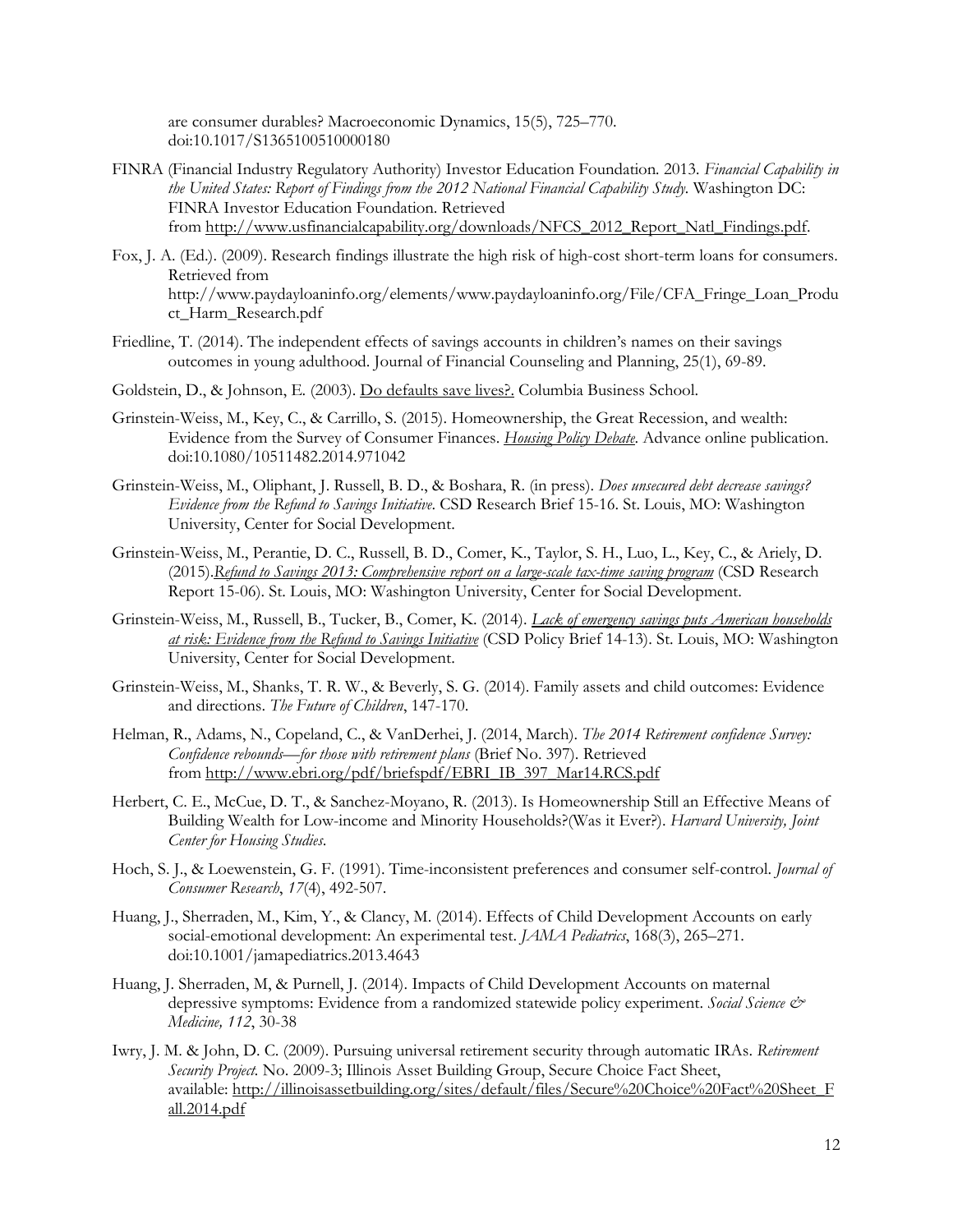are consumer durables? Macroeconomic Dynamics, 15(5), 725–770. doi:10.1017/S1365100510000180

FINRA (Financial Industry Regulatory Authority) Investor Education Foundation. 2013. *Financial Capability in the United States: Report of Findings from the 2012 National Financial Capability Study.* Washington DC: FINRA Investor Education Foundation. Retrieved from http://www.usfinancialcapability.org/downloads/NFCS_2012_Report_Natl_Findings.pdf.

Fox, J. A. (Ed.). (2009). Research findings illustrate the high risk of high-cost short-term loans for consumers. Retrieved from http://www.paydayloaninfo.org/elements/www.paydayloaninfo.org/File/CFA_Fringe_Loan_Product_Harm_Research.pdf

Friedline, T. (2014). The independent effects of savings accounts in children's names on their savings outcomes in young adulthood. Journal of Financial Counseling and Planning, 25(1), 69-89.

Goldstein, D., & Johnson, E. (2003). Do defaults save lives?. Columbia Business School.

Grinstein-Weiss, M., Key, C., & Carrillo, S. (2015). Homeownership, the Great Recession, and wealth: Evidence from the Survey of Consumer Finances. *Housing Policy Debate.* Advance online publication. doi:10.1080/10511482.2014.971042

Grinstein-Weiss, M., Oliphant, J. Russell, B. D., & Boshara, R. (in press). *Does unsecured debt decrease savings? Evidence from the Refund to Savings Initiative*. CSD Research Brief 15-16. St. Louis, MO: Washington University, Center for Social Development.

Grinstein-Weiss, M., Perantie, D. C., Russell, B. D., Comer, K., Taylor, S. H., Luo, L., Key, C., & Ariely, D. (2015).*Refund to Savings 2013: Comprehensive report on a large-scale tax-time saving program* (CSD Research Report 15-06). St. Louis, MO: Washington University, Center for Social Development.

Grinstein-Weiss, M., Russell, B., Tucker, B., Comer, K. (2014). *Lack of emergency savings puts American households at risk: Evidence from the Refund to Savings Initiative* (CSD Policy Brief 14-13). St. Louis, MO: Washington University, Center for Social Development.

Grinstein-Weiss, M., Shanks, T. R. W., & Beverly, S. G. (2014). Family assets and child outcomes: Evidence and directions. *The Future of Children*, 147-170.

Helman, R., Adams, N., Copeland, C., & VanDerhei, J. (2014, March). *The 2014 Retirement confidence Survey: Confidence rebounds—for those with retirement plans* (Brief No. 397). Retrieved from http://www.ebri.org/pdf/briefspdf/EBRI_IB_397_Mar14.RCS.pdf

Herbert, C. E., McCue, D. T., & Sanchez-Moyano, R. (2013). Is Homeownership Still an Effective Means of Building Wealth for Low-income and Minority Households?(Was it Ever?). *Harvard University, Joint Center for Housing Studies*.

Hoch, S. J., & Loewenstein, G. F. (1991). Time-inconsistent preferences and consumer self-control. *Journal of Consumer Research*, *17*(4), 492-507.

Huang, J., Sherraden, M., Kim, Y., & Clancy, M. (2014). Effects of Child Development Accounts on early social-emotional development: An experimental test. *JAMA Pediatrics*, 168(3), 265–271. doi:10.1001/jamapediatrics.2013.4643

Huang, J. Sherraden, M, & Purnell, J. (2014). Impacts of Child Development Accounts on maternal depressive symptoms: Evidence from a randomized statewide policy experiment. *Social Science & Medicine, 112*, 30-38

Iwry, J. M. & John, D. C. (2009). Pursuing universal retirement security through automatic IRAs. *Retirement Security Project.* No. 2009-3; Illinois Asset Building Group, Secure Choice Fact Sheet, available: http://illinoisassetbuilding.org/sites/default/files/Secure%20Choice%20Fact%20Sheet_Fall.2014.pdf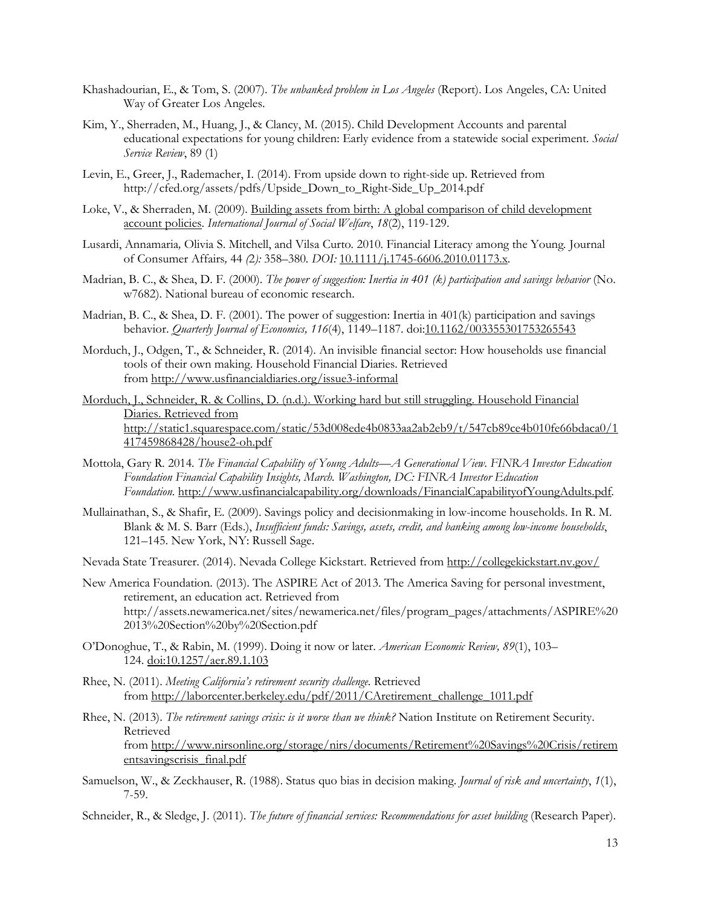Khashadourian, E., & Tom, S. (2007). *The unbanked problem in Los Angeles* (Report). Los Angeles, CA: United Way of Greater Los Angeles.

Kim, Y., Sherraden, M., Huang, J., & Clancy, M. (2015). Child Development Accounts and parental educational expectations for young children: Early evidence from a statewide social experiment. *Social Service Review*, 89 (1)

Levin, E., Greer, J., Rademacher, I. (2014). From upside down to right-side up. Retrieved from http://cfed.org/assets/pdfs/Upside_Down_to_Right-Side_Up_2014.pdf

Loke, V., & Sherraden, M. (2009). Building assets from birth: A global comparison of child development account policies. *International Journal of Social Welfare*, *18*(2), 119-129.

Lusardi, Annamaria, Olivia S. Mitchell, and Vilsa Curto. 2010. Financial Literacy among the Young. Journal of Consumer Affairs, 44 (2): 358–380. *DOI:* 10.1111/j.1745-6606.2010.01173.x.

Madrian, B. C., & Shea, D. F. (2000). *The power of suggestion: Inertia in 401 (k) participation and savings behavior* (No. w7682). National bureau of economic research.

Madrian, B. C., & Shea, D. F. (2001). The power of suggestion: Inertia in 401(k) participation and savings behavior. *Quarterly Journal of Economics, 116*(4), 1149–1187. doi:10.1162/003355301753265543

Morduch, J., Odgen, T., & Schneider, R. (2014). An invisible financial sector: How households use financial tools of their own making. Household Financial Diaries. Retrieved from http://www.usfinancialdiaries.org/issue3-informal

Morduch, J., Schneider, R. & Collins, D. (n.d.). Working hard but still struggling. Household Financial Diaries. Retrieved from http://static1.squarespace.com/static/53d008ede4b0833aa2ab2eb9/t/547cb89ce4b010fe66bdaca0/1417459868428/house2-oh.pdf

Mottola, Gary R. 2014. *The Financial Capability of Young Adults—A Generational View. FINRA Investor Education Foundation Financial Capability Insights, March. Washington, DC: FINRA Investor Education Foundation.* http://www.usfinancialcapability.org/downloads/FinancialCapabilityofYoungAdults.pdf.

Mullainathan, S., & Shafir, E. (2009). Savings policy and decisionmaking in low-income households. In R. M. Blank & M. S. Barr (Eds.), *Insufficient funds: Savings, assets, credit, and banking among low-income households*, 121–145. New York, NY: Russell Sage.

Nevada State Treasurer. (2014). Nevada College Kickstart. Retrieved from http://collegekickstart.nv.gov/

New America Foundation. (2013). The ASPIRE Act of 2013. The America Saving for personal investment, retirement, an education act. Retrieved from http://assets.newamerica.net/sites/newamerica.net/files/program_pages/attachments/ASPIRE%202013%20Section%20by%20Section.pdf

O'Donoghue, T., & Rabin, M. (1999). Doing it now or later. *American Economic Review, 89*(1), 103–124. doi:10.1257/aer.89.1.103

Rhee, N. (2011). *Meeting California's retirement security challenge*. Retrieved from http://laborcenter.berkeley.edu/pdf/2011/CAretirement_challenge_1011.pdf

Rhee, N. (2013). *The retirement savings crisis: is it worse than we think?* Nation Institute on Retirement Security. Retrieved from http://www.nirsonline.org/storage/nirs/documents/Retirement%20Savings%20Crisis/retirementsavingscrisis_final.pdf

Samuelson, W., & Zeckhauser, R. (1988). Status quo bias in decision making. *Journal of risk and uncertainty*, *1*(1), 7-59.

Schneider, R., & Sledge, J. (2011). *The future of financial services: Recommendations for asset building* (Research Paper).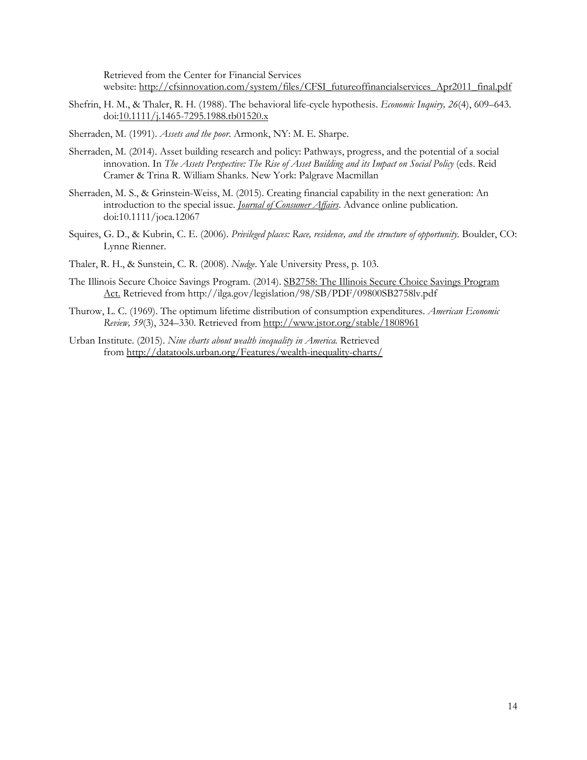Retrieved from the Center for Financial Services website: http://cfsinnovation.com/system/files/CFSI_futureoffinancialservices_Apr2011_final.pdf

Shefrin, H. M., & Thaler, R. H. (1988). The behavioral life-cycle hypothesis. *Economic Inquiry, 26*(4), 609–643. doi:10.1111/j.1465-7295.1988.tb01520.x

Sherraden, M. (1991). *Assets and the poor.* Armonk, NY: M. E. Sharpe.

Sherraden, M. (2014). Asset building research and policy: Pathways, progress, and the potential of a social innovation. In *The Assets Perspective: The Rise of Asset Building and its Impact on Social Policy* (eds. Reid Cramer & Trina R. William Shanks. New York: Palgrave Macmillan

Sherraden, M. S., & Grinstein-Weiss, M. (2015). Creating financial capability in the next generation: An introduction to the special issue. *Journal of Consumer Affairs.* Advance online publication. doi:10.1111/joca.12067

Squires, G. D., & Kubrin, C. E. (2006). *Privileged places: Race, residence, and the structure of opportunity.* Boulder, CO: Lynne Rienner.

Thaler, R. H., & Sunstein, C. R. (2008). *Nudge.* Yale University Press, p. 103.

The Illinois Secure Choice Savings Program. (2014). SB2758: The Illinois Secure Choice Savings Program Act. Retrieved from http://ilga.gov/legislation/98/SB/PDF/09800SB2758lv.pdf

Thurow, L. C. (1969). The optimum lifetime distribution of consumption expenditures. *American Economic Review, 59*(3), 324–330. Retrieved from http://www.jstor.org/stable/1808961

Urban Institute. (2015). *Nine charts about wealth inequality in America.* Retrieved from http://datatools.urban.org/Features/wealth-inequality-charts/